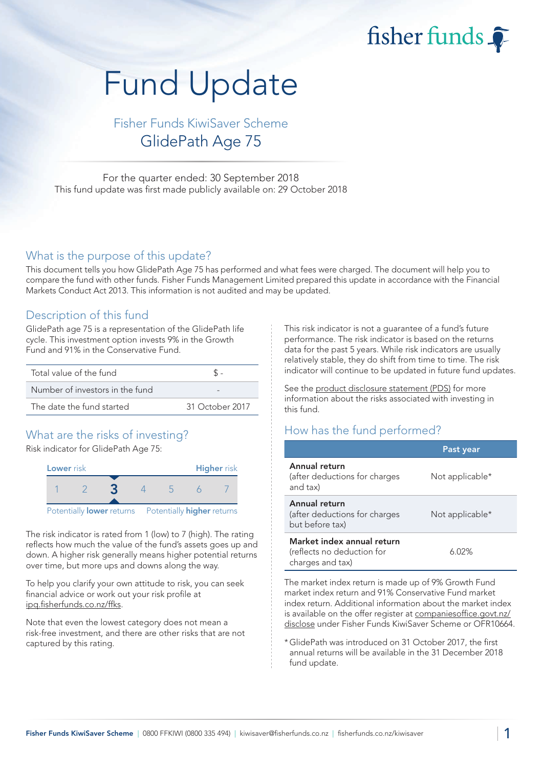# Fund Update

## Fisher Funds KiwiSaver Scheme

## GlidePath Age 75

For the quarter ended: 30 September 2018

This fund update was first made publicly available on: 29 October 2018

## What is the purpose of this update?

This document tells you how GlidePath Age 75 has performed and what fees were charged. The document will help you to compare the fund with other funds. Fisher Funds Management Limited prepared this update in accordance with the Financial Markets Conduct Act 2013. This information is not audited and may be updated.

## Description of this fund

GlidePath age 75 is a representation of the GlidePath life cycle. This investment option invests 9% in the Growth Fund and 91% in the Conservative Fund.

| | |
|---|---|
| Total value of the fund | $ - |
| Number of investors in the fund | - |
| The date the fund started | 31 October 2017 |

## What are the risks of investing?

Risk indicator for GlidePath Age 75:

| Lower risk | | | | | | Higher risk |
|---|---|---|---|---|---|---|
| 1 | 2 | **3** | 4 | 5 | 6 | 7 |

Potentially **lower** returns — Potentially **higher** returns

The risk indicator is rated from 1 (low) to 7 (high). The rating reflects how much the value of the fund's assets goes up and down. A higher risk generally means higher potential returns over time, but more ups and downs along the way.

To help you clarify your own attitude to risk, you can seek financial advice or work out your risk profile at ipq.fisherfunds.co.nz/ffks.

Note that even the lowest category does not mean a risk-free investment, and there are other risks that are not captured by this rating.

This risk indicator is not a guarantee of a fund's future performance. The risk indicator is based on the returns data for the past 5 years. While risk indicators are usually relatively stable, they do shift from time to time. The risk indicator will continue to be updated in future fund updates.

See the product disclosure statement (PDS) for more information about the risks associated with investing in this fund.

## How has the fund performed?

| | Past year |
|---|---|
| **Annual return** (after deductions for charges and tax) | Not applicable* |
| **Annual return** (after deductions for charges but before tax) | Not applicable* |
| **Market index annual return** (reflects no deduction for charges and tax) | 6.02% |

The market index return is made up of 9% Growth Fund market index return and 91% Conservative Fund market index return. Additional information about the market index is available on the offer register at companiesoffice.govt.nz/disclose under Fisher Funds KiwiSaver Scheme or OFR10664.

* GlidePath was introduced on 31 October 2017, the first annual returns will be available in the 31 December 2018 fund update.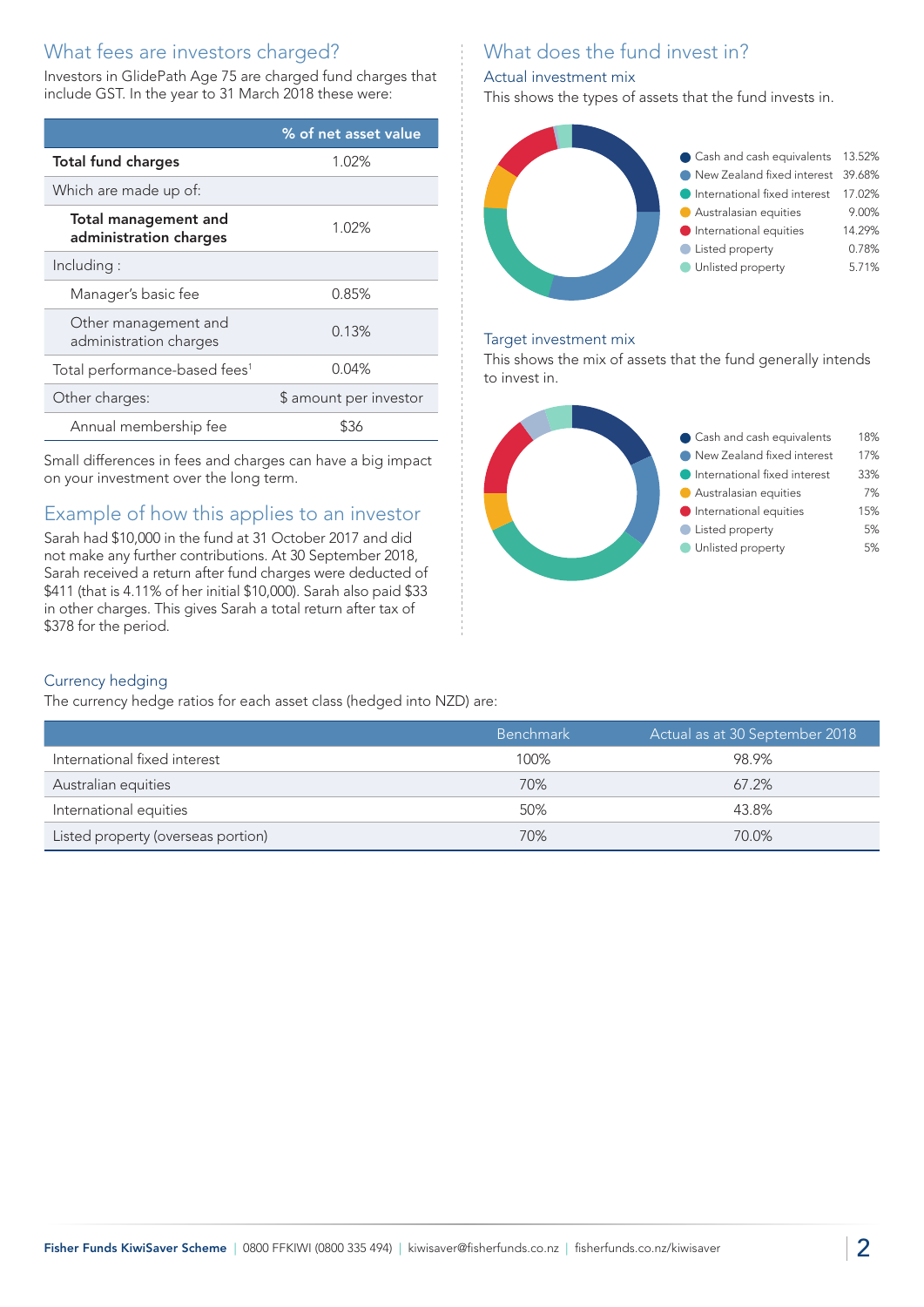## What fees are investors charged?

Investors in GlidePath Age 75 are charged fund charges that include GST. In the year to 31 March 2018 these were:

| | % of net asset value |
|---|---|
| **Total fund charges** | 1.02% |
| Which are made up of: | |
| **Total management and administration charges** | 1.02% |
| Including : | |
| Manager's basic fee | 0.85% |
| Other management and administration charges | 0.13% |
| Total performance-based fees[1] | 0.04% |
| Other charges: | $ amount per investor |
| Annual membership fee | $36 |

Small differences in fees and charges can have a big impact on your investment over the long term.

## Example of how this applies to an investor

Sarah had $10,000 in the fund at 31 October 2017 and did not make any further contributions. At 30 September 2018, Sarah received a return after fund charges were deducted of $411 (that is 4.11% of her initial $10,000). Sarah also paid $33 in other charges. This gives Sarah a total return after tax of $378 for the period.

## What does the fund invest in?

### Actual investment mix

This shows the types of assets that the fund invests in.

| Asset | % |
|---|---|
| Cash and cash equivalents | 13.52% |
| New Zealand fixed interest | 39.68% |
| International fixed interest | 17.02% |
| Australasian equities | 9.00% |
| International equities | 14.29% |
| Listed property | 0.78% |
| Unlisted property | 5.71% |

### Target investment mix

This shows the mix of assets that the fund generally intends to invest in.

| Asset | % |
|---|---|
| Cash and cash equivalents | 18% |
| New Zealand fixed interest | 17% |
| International fixed interest | 33% |
| Australasian equities | 7% |
| International equities | 15% |
| Listed property | 5% |
| Unlisted property | 5% |

### Currency hedging

The currency hedge ratios for each asset class (hedged into NZD) are:

| | Benchmark | Actual as at 30 September 2018 |
|---|---|---|
| International fixed interest | 100% | 98.9% |
| Australian equities | 70% | 67.2% |
| International equities | 50% | 43.8% |
| Listed property (overseas portion) | 70% | 70.0% |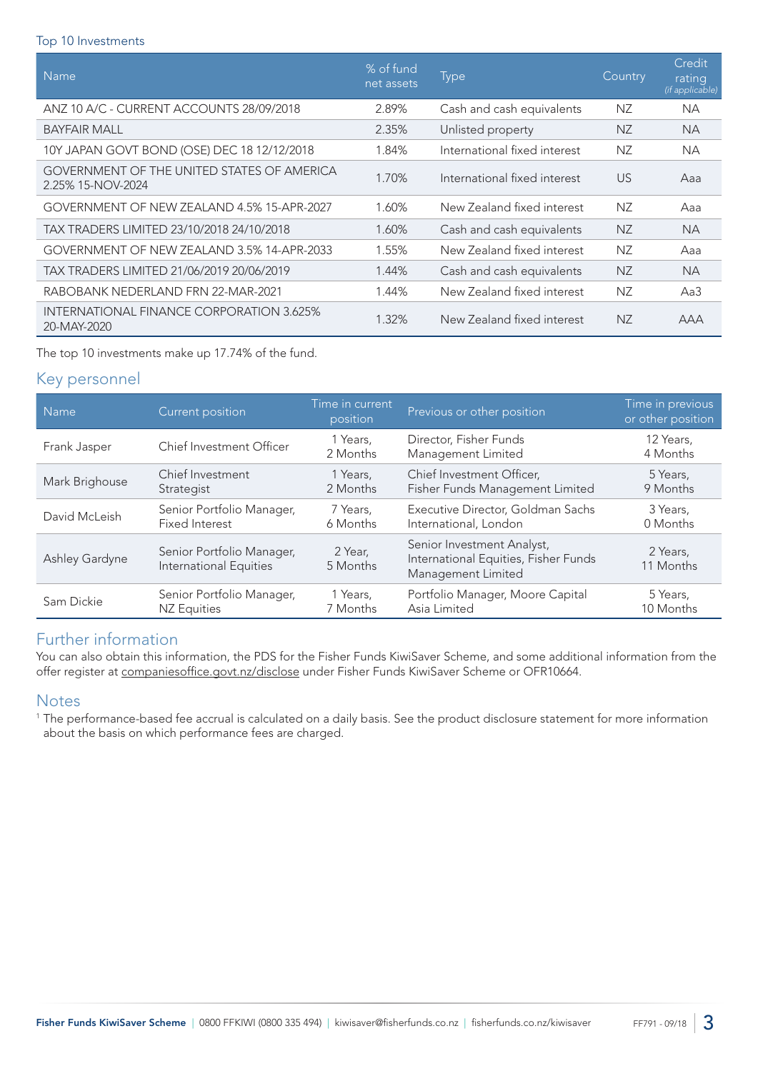## Top 10 Investments

| Name | % of fund net assets | Type | Country | Credit rating (if applicable) |
|---|---|---|---|---|
| ANZ 10 A/C - CURRENT ACCOUNTS 28/09/2018 | 2.89% | Cash and cash equivalents | NZ | NA |
| BAYFAIR MALL | 2.35% | Unlisted property | NZ | NA |
| 10Y JAPAN GOVT BOND (OSE) DEC 18 12/12/2018 | 1.84% | International fixed interest | NZ | NA |
| GOVERNMENT OF THE UNITED STATES OF AMERICA 2.25% 15-NOV-2024 | 1.70% | International fixed interest | US | Aaa |
| GOVERNMENT OF NEW ZEALAND 4.5% 15-APR-2027 | 1.60% | New Zealand fixed interest | NZ | Aaa |
| TAX TRADERS LIMITED 23/10/2018 24/10/2018 | 1.60% | Cash and cash equivalents | NZ | NA |
| GOVERNMENT OF NEW ZEALAND 3.5% 14-APR-2033 | 1.55% | New Zealand fixed interest | NZ | Aaa |
| TAX TRADERS LIMITED 21/06/2019 20/06/2019 | 1.44% | Cash and cash equivalents | NZ | NA |
| RABOBANK NEDERLAND FRN 22-MAR-2021 | 1.44% | New Zealand fixed interest | NZ | Aa3 |
| INTERNATIONAL FINANCE CORPORATION 3.625% 20-MAY-2020 | 1.32% | New Zealand fixed interest | NZ | AAA |

The top 10 investments make up 17.74% of the fund.

## Key personnel

| Name | Current position | Time in current position | Previous or other position | Time in previous or other position |
|---|---|---|---|---|
| Frank Jasper | Chief Investment Officer | 1 Years, 2 Months | Director, Fisher Funds Management Limited | 12 Years, 4 Months |
| Mark Brighouse | Chief Investment Strategist | 1 Years, 2 Months | Chief Investment Officer, Fisher Funds Management Limited | 5 Years, 9 Months |
| David McLeish | Senior Portfolio Manager, Fixed Interest | 7 Years, 6 Months | Executive Director, Goldman Sachs International, London | 3 Years, 0 Months |
| Ashley Gardyne | Senior Portfolio Manager, International Equities | 2 Year, 5 Months | Senior Investment Analyst, International Equities, Fisher Funds Management Limited | 2 Years, 11 Months |
| Sam Dickie | Senior Portfolio Manager, NZ Equities | 1 Years, 7 Months | Portfolio Manager, Moore Capital Asia Limited | 5 Years, 10 Months |

## Further information

You can also obtain this information, the PDS for the Fisher Funds KiwiSaver Scheme, and some additional information from the offer register at companiesoffice.govt.nz/disclose under Fisher Funds KiwiSaver Scheme or OFR10664.

## Notes

[1] The performance-based fee accrual is calculated on a daily basis. See the product disclosure statement for more information about the basis on which performance fees are charged.